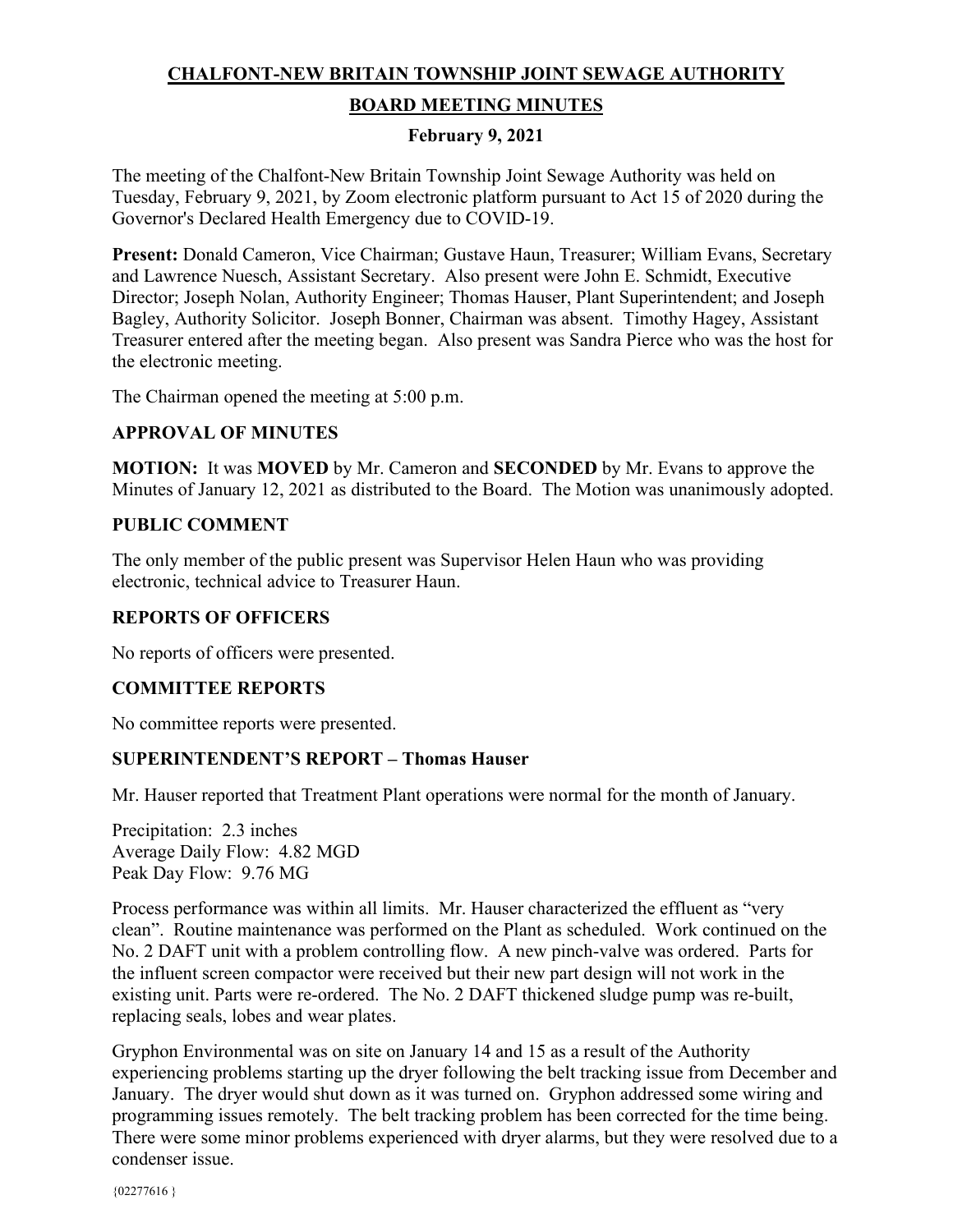# CHALFONT-NEW BRITAIN TOWNSHIP JOINT SEWAGE AUTHORITY

## BOARD MEETING MINUTES

### February 9, 2021

The meeting of the Chalfont-New Britain Township Joint Sewage Authority was held on Tuesday, February 9, 2021, by Zoom electronic platform pursuant to Act 15 of 2020 during the Governor's Declared Health Emergency due to COVID-19.

**Present:** Donald Cameron, Vice Chairman; Gustave Haun, Treasurer; William Evans, Secretary and Lawrence Nuesch, Assistant Secretary. Also present were John E. Schmidt, Executive Director; Joseph Nolan, Authority Engineer; Thomas Hauser, Plant Superintendent; and Joseph Bagley, Authority Solicitor. Joseph Bonner, Chairman was absent. Timothy Hagey, Assistant Treasurer entered after the meeting began. Also present was Sandra Pierce who was the host for the electronic meeting.

The Chairman opened the meeting at 5:00 p.m.

### APPROVAL OF MINUTES

**MOTION:** It was **MOVED** by Mr. Cameron and **SECONDED** by Mr. Evans to approve the Minutes of January 12, 2021 as distributed to the Board. The Motion was unanimously adopted.

### PUBLIC COMMENT

The only member of the public present was Supervisor Helen Haun who was providing electronic, technical advice to Treasurer Haun.

### REPORTS OF OFFICERS

No reports of officers were presented.

### COMMITTEE REPORTS

No committee reports were presented.

### SUPERINTENDENT'S REPORT – Thomas Hauser

Mr. Hauser reported that Treatment Plant operations were normal for the month of January.

Precipitation: 2.3 inches
Average Daily Flow: 4.82 MGD
Peak Day Flow: 9.76 MG

Process performance was within all limits. Mr. Hauser characterized the effluent as "very clean". Routine maintenance was performed on the Plant as scheduled. Work continued on the No. 2 DAFT unit with a problem controlling flow. A new pinch-valve was ordered. Parts for the influent screen compactor were received but their new part design will not work in the existing unit. Parts were re-ordered. The No. 2 DAFT thickened sludge pump was re-built, replacing seals, lobes and wear plates.

Gryphon Environmental was on site on January 14 and 15 as a result of the Authority experiencing problems starting up the dryer following the belt tracking issue from December and January. The dryer would shut down as it was turned on. Gryphon addressed some wiring and programming issues remotely. The belt tracking problem has been corrected for the time being. There were some minor problems experienced with dryer alarms, but they were resolved due to a condenser issue.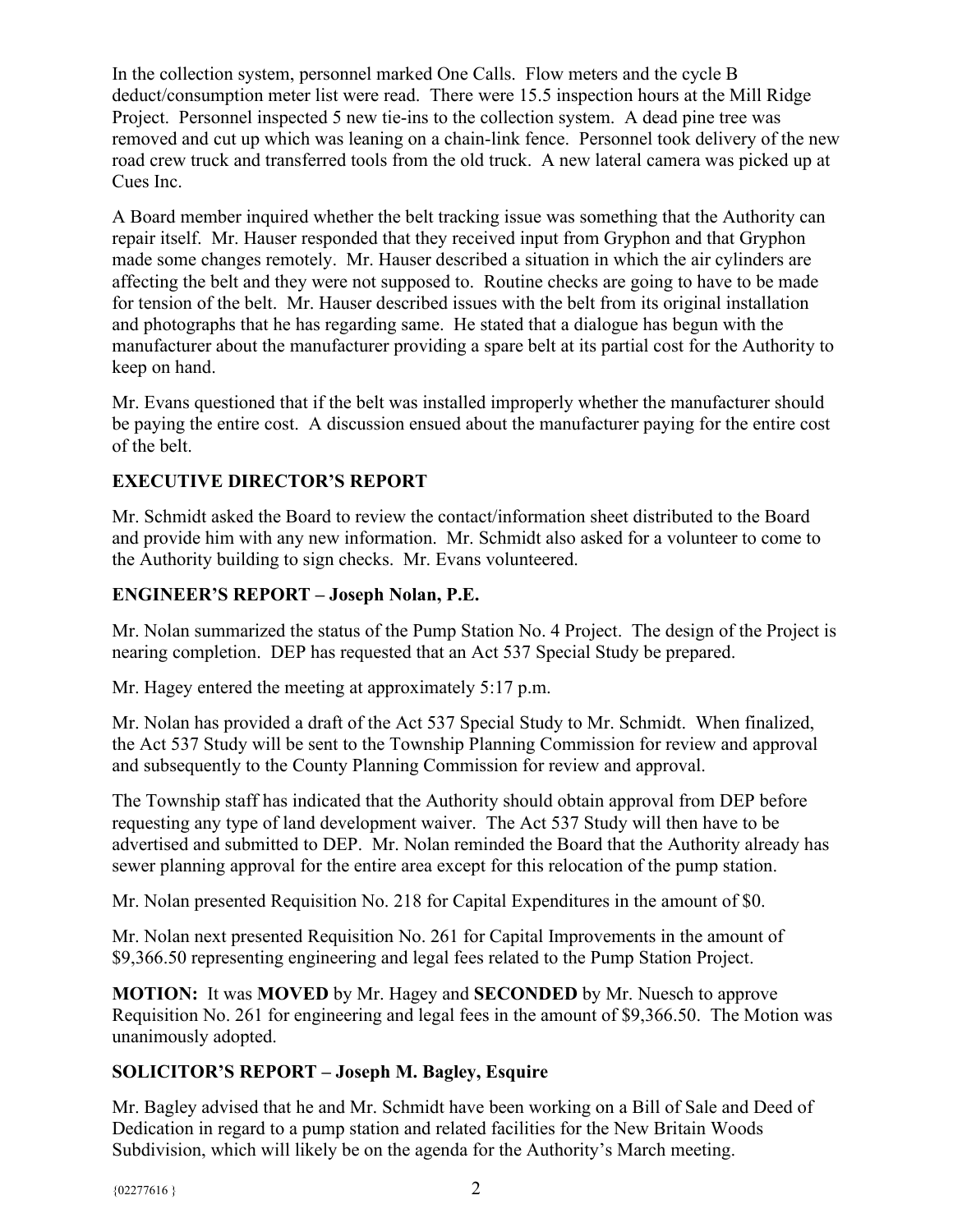In the collection system, personnel marked One Calls. Flow meters and the cycle B deduct/consumption meter list were read. There were 15.5 inspection hours at the Mill Ridge Project. Personnel inspected 5 new tie-ins to the collection system. A dead pine tree was removed and cut up which was leaning on a chain-link fence. Personnel took delivery of the new road crew truck and transferred tools from the old truck. A new lateral camera was picked up at Cues Inc.

A Board member inquired whether the belt tracking issue was something that the Authority can repair itself. Mr. Hauser responded that they received input from Gryphon and that Gryphon made some changes remotely. Mr. Hauser described a situation in which the air cylinders are affecting the belt and they were not supposed to. Routine checks are going to have to be made for tension of the belt. Mr. Hauser described issues with the belt from its original installation and photographs that he has regarding same. He stated that a dialogue has begun with the manufacturer about the manufacturer providing a spare belt at its partial cost for the Authority to keep on hand.

Mr. Evans questioned that if the belt was installed improperly whether the manufacturer should be paying the entire cost. A discussion ensued about the manufacturer paying for the entire cost of the belt.

**EXECUTIVE DIRECTOR'S REPORT**

Mr. Schmidt asked the Board to review the contact/information sheet distributed to the Board and provide him with any new information. Mr. Schmidt also asked for a volunteer to come to the Authority building to sign checks. Mr. Evans volunteered.

**ENGINEER'S REPORT – Joseph Nolan, P.E.**

Mr. Nolan summarized the status of the Pump Station No. 4 Project. The design of the Project is nearing completion. DEP has requested that an Act 537 Special Study be prepared.

Mr. Hagey entered the meeting at approximately 5:17 p.m.

Mr. Nolan has provided a draft of the Act 537 Special Study to Mr. Schmidt. When finalized, the Act 537 Study will be sent to the Township Planning Commission for review and approval and subsequently to the County Planning Commission for review and approval.

The Township staff has indicated that the Authority should obtain approval from DEP before requesting any type of land development waiver. The Act 537 Study will then have to be advertised and submitted to DEP. Mr. Nolan reminded the Board that the Authority already has sewer planning approval for the entire area except for this relocation of the pump station.

Mr. Nolan presented Requisition No. 218 for Capital Expenditures in the amount of $0.

Mr. Nolan next presented Requisition No. 261 for Capital Improvements in the amount of $9,366.50 representing engineering and legal fees related to the Pump Station Project.

**MOTION:** It was **MOVED** by Mr. Hagey and **SECONDED** by Mr. Nuesch to approve Requisition No. 261 for engineering and legal fees in the amount of $9,366.50. The Motion was unanimously adopted.

**SOLICITOR'S REPORT – Joseph M. Bagley, Esquire**

Mr. Bagley advised that he and Mr. Schmidt have been working on a Bill of Sale and Deed of Dedication in regard to a pump station and related facilities for the New Britain Woods Subdivision, which will likely be on the agenda for the Authority's March meeting.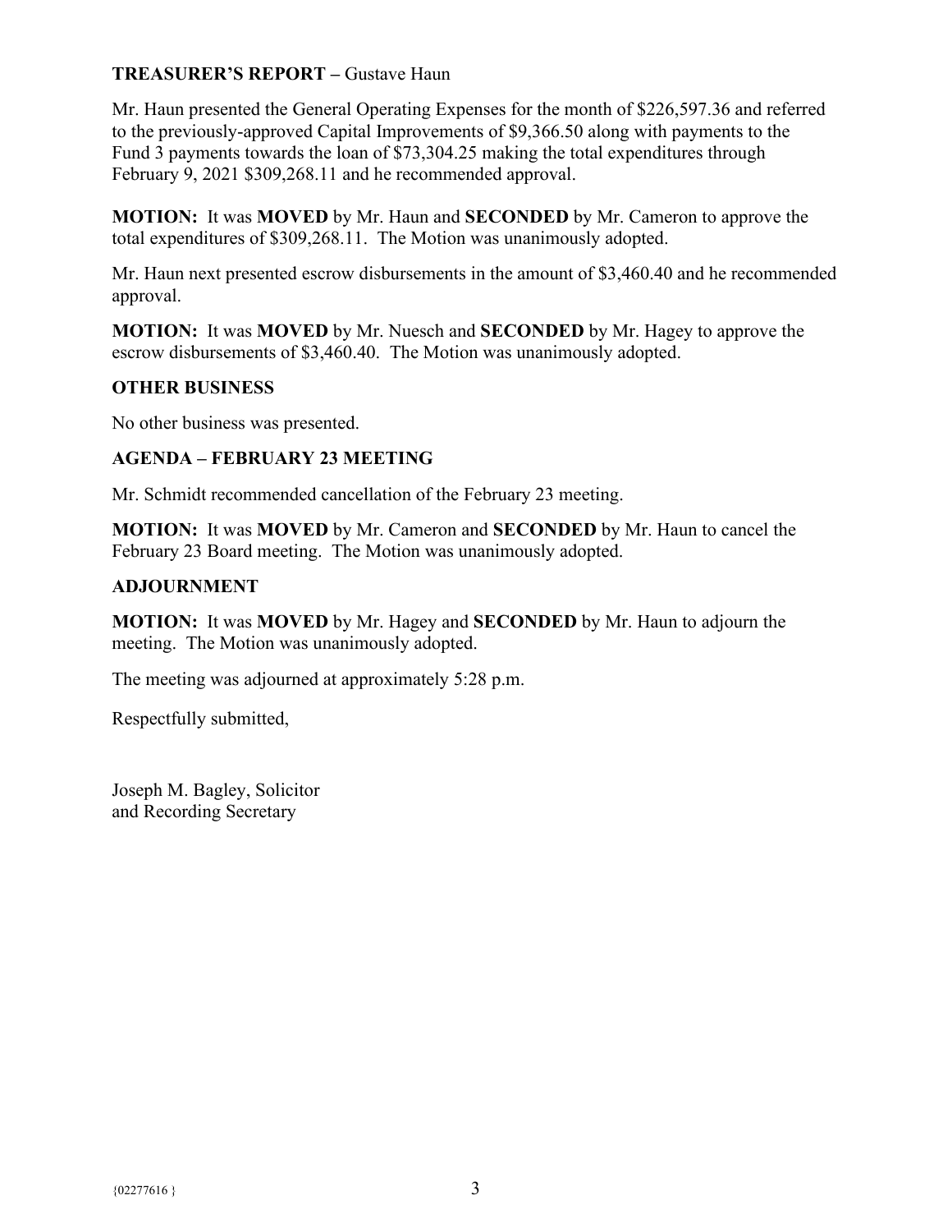**TREASURER'S REPORT –** Gustave Haun

Mr. Haun presented the General Operating Expenses for the month of $226,597.36 and referred to the previously-approved Capital Improvements of $9,366.50 along with payments to the Fund 3 payments towards the loan of $73,304.25 making the total expenditures through February 9, 2021 $309,268.11 and he recommended approval.

**MOTION:** It was **MOVED** by Mr. Haun and **SECONDED** by Mr. Cameron to approve the total expenditures of $309,268.11. The Motion was unanimously adopted.

Mr. Haun next presented escrow disbursements in the amount of $3,460.40 and he recommended approval.

**MOTION:** It was **MOVED** by Mr. Nuesch and **SECONDED** by Mr. Hagey to approve the escrow disbursements of $3,460.40. The Motion was unanimously adopted.

**OTHER BUSINESS**

No other business was presented.

**AGENDA – FEBRUARY 23 MEETING**

Mr. Schmidt recommended cancellation of the February 23 meeting.

**MOTION:** It was **MOVED** by Mr. Cameron and **SECONDED** by Mr. Haun to cancel the February 23 Board meeting. The Motion was unanimously adopted.

**ADJOURNMENT**

**MOTION:** It was **MOVED** by Mr. Hagey and **SECONDED** by Mr. Haun to adjourn the meeting. The Motion was unanimously adopted.

The meeting was adjourned at approximately 5:28 p.m.

Respectfully submitted,

Joseph M. Bagley, Solicitor
and Recording Secretary

{02277616 }